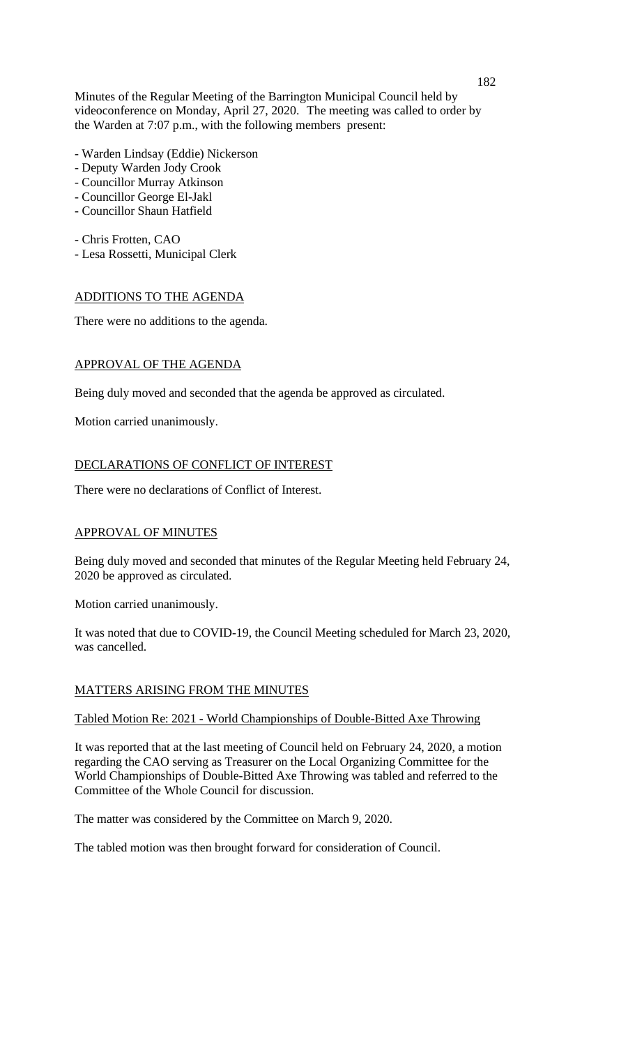Minutes of the Regular Meeting of the Barrington Municipal Council held by videoconference on Monday, April 27, 2020. The meeting was called to order by the Warden at 7:07 p.m., with the following members present:

- Warden Lindsay (Eddie) Nickerson
- Deputy Warden Jody Crook
- Councillor Murray Atkinson
- Councillor George El-Jakl
- Councillor Shaun Hatfield

- Chris Frotten, CAO
- Lesa Rossetti, Municipal Clerk

## ADDITIONS TO THE AGENDA

There were no additions to the agenda.

## APPROVAL OF THE AGENDA

Being duly moved and seconded that the agenda be approved as circulated.

Motion carried unanimously.

## DECLARATIONS OF CONFLICT OF INTEREST

There were no declarations of Conflict of Interest.

## APPROVAL OF MINUTES

Being duly moved and seconded that minutes of the Regular Meeting held February 24, 2020 be approved as circulated.

Motion carried unanimously.

It was noted that due to COVID-19, the Council Meeting scheduled for March 23, 2020, was cancelled.

## MATTERS ARISING FROM THE MINUTES

### Tabled Motion Re: 2021 - World Championships of Double-Bitted Axe Throwing

It was reported that at the last meeting of Council held on February 24, 2020, a motion regarding the CAO serving as Treasurer on the Local Organizing Committee for the World Championships of Double-Bitted Axe Throwing was tabled and referred to the Committee of the Whole Council for discussion.

The matter was considered by the Committee on March 9, 2020.

The tabled motion was then brought forward for consideration of Council.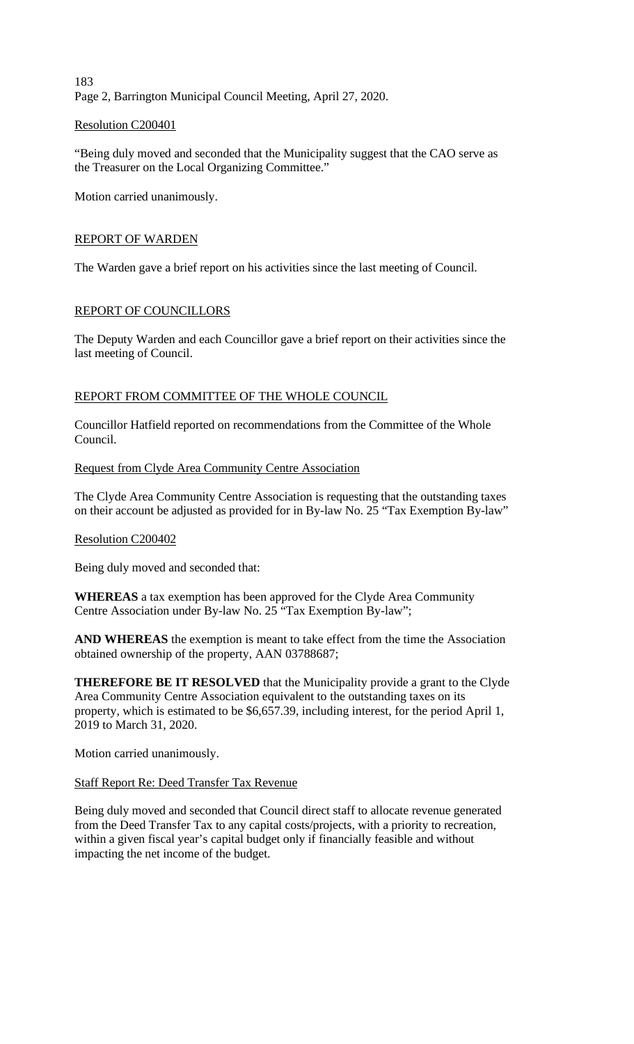Resolution C200401

"Being duly moved and seconded that the Municipality suggest that the CAO serve as the Treasurer on the Local Organizing Committee."

Motion carried unanimously.

## REPORT OF WARDEN

The Warden gave a brief report on his activities since the last meeting of Council.

## REPORT OF COUNCILLORS

The Deputy Warden and each Councillor gave a brief report on their activities since the last meeting of Council.

## REPORT FROM COMMITTEE OF THE WHOLE COUNCIL

Councillor Hatfield reported on recommendations from the Committee of the Whole Council.

### Request from Clyde Area Community Centre Association

The Clyde Area Community Centre Association is requesting that the outstanding taxes on their account be adjusted as provided for in By-law No. 25 "Tax Exemption By-law"

Resolution C200402

Being duly moved and seconded that:

**WHEREAS** a tax exemption has been approved for the Clyde Area Community Centre Association under By-law No. 25 "Tax Exemption By-law";

**AND WHEREAS** the exemption is meant to take effect from the time the Association obtained ownership of the property, AAN 03788687;

**THEREFORE BE IT RESOLVED** that the Municipality provide a grant to the Clyde Area Community Centre Association equivalent to the outstanding taxes on its property, which is estimated to be $6,657.39, including interest, for the period April 1, 2019 to March 31, 2020.

Motion carried unanimously.

### Staff Report Re: Deed Transfer Tax Revenue

Being duly moved and seconded that Council direct staff to allocate revenue generated from the Deed Transfer Tax to any capital costs/projects, with a priority to recreation, within a given fiscal year's capital budget only if financially feasible and without impacting the net income of the budget.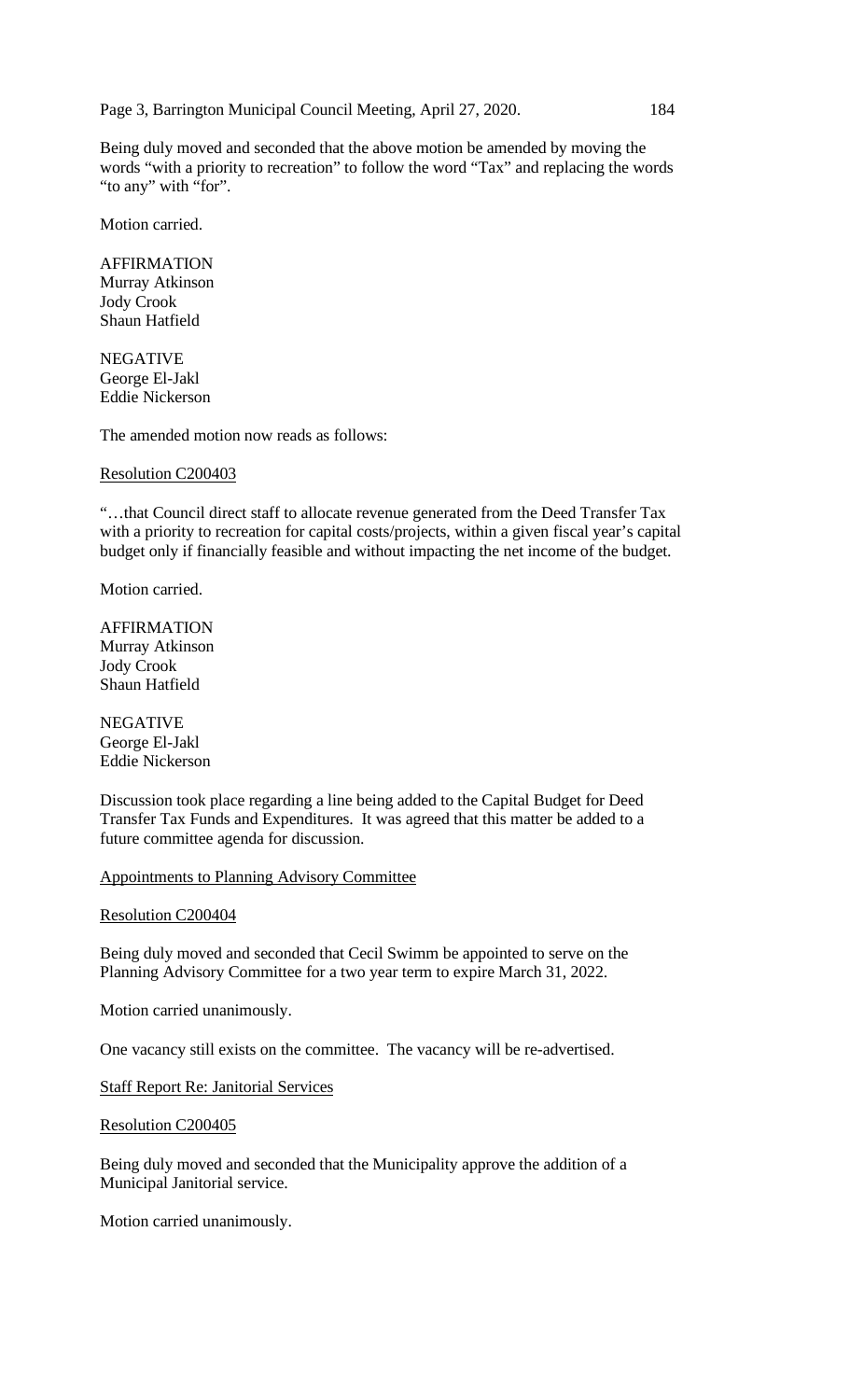Being duly moved and seconded that the above motion be amended by moving the words "with a priority to recreation" to follow the word "Tax" and replacing the words "to any" with "for".

Motion carried.

AFFIRMATION
Murray Atkinson
Jody Crook
Shaun Hatfield

NEGATIVE
George El-Jakl
Eddie Nickerson

The amended motion now reads as follows:

Resolution C200403

"…that Council direct staff to allocate revenue generated from the Deed Transfer Tax with a priority to recreation for capital costs/projects, within a given fiscal year's capital budget only if financially feasible and without impacting the net income of the budget.

Motion carried.

AFFIRMATION
Murray Atkinson
Jody Crook
Shaun Hatfield

NEGATIVE
George El-Jakl
Eddie Nickerson

Discussion took place regarding a line being added to the Capital Budget for Deed Transfer Tax Funds and Expenditures. It was agreed that this matter be added to a future committee agenda for discussion.

Appointments to Planning Advisory Committee

Resolution C200404

Being duly moved and seconded that Cecil Swimm be appointed to serve on the Planning Advisory Committee for a two year term to expire March 31, 2022.

Motion carried unanimously.

One vacancy still exists on the committee. The vacancy will be re-advertised.

Staff Report Re: Janitorial Services

Resolution C200405

Being duly moved and seconded that the Municipality approve the addition of a Municipal Janitorial service.

Motion carried unanimously.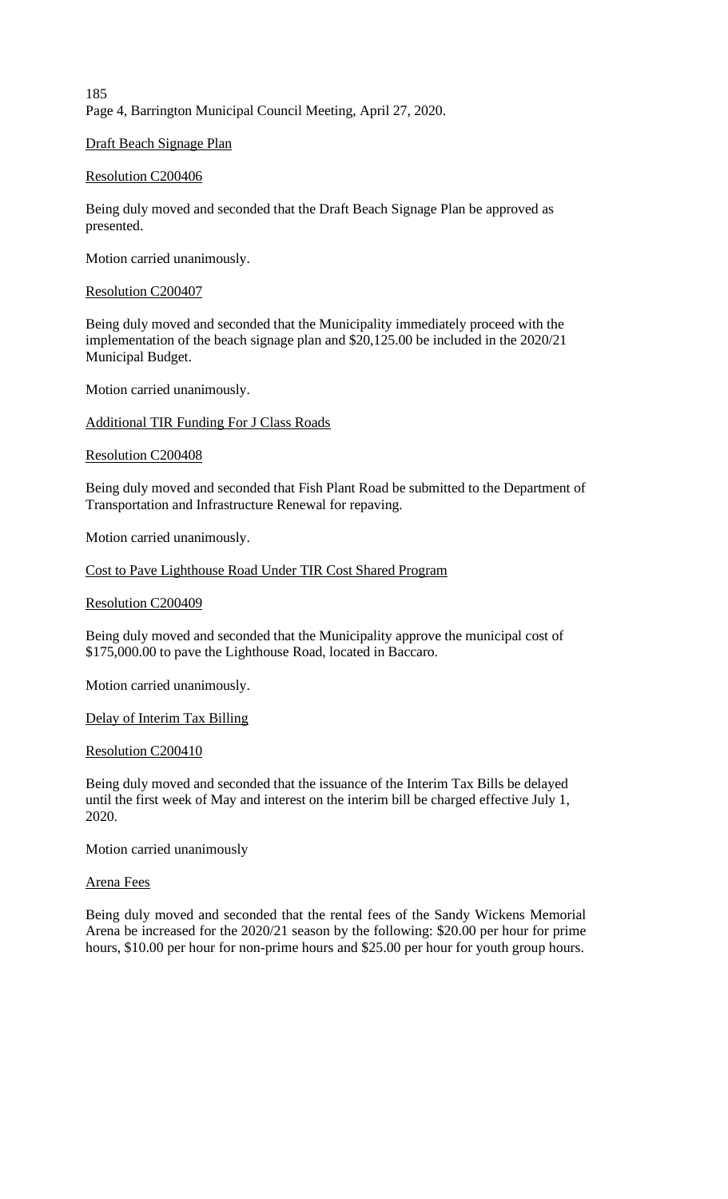Draft Beach Signage Plan

Resolution C200406

Being duly moved and seconded that the Draft Beach Signage Plan be approved as presented.

Motion carried unanimously.

Resolution C200407

Being duly moved and seconded that the Municipality immediately proceed with the implementation of the beach signage plan and $20,125.00 be included in the 2020/21 Municipal Budget.

Motion carried unanimously.

Additional TIR Funding For J Class Roads

Resolution C200408

Being duly moved and seconded that Fish Plant Road be submitted to the Department of Transportation and Infrastructure Renewal for repaving.

Motion carried unanimously.

Cost to Pave Lighthouse Road Under TIR Cost Shared Program

Resolution C200409

Being duly moved and seconded that the Municipality approve the municipal cost of $175,000.00 to pave the Lighthouse Road, located in Baccaro.

Motion carried unanimously.

Delay of Interim Tax Billing

Resolution C200410

Being duly moved and seconded that the issuance of the Interim Tax Bills be delayed until the first week of May and interest on the interim bill be charged effective July 1, 2020.

Motion carried unanimously

Arena Fees

Being duly moved and seconded that the rental fees of the Sandy Wickens Memorial Arena be increased for the 2020/21 season by the following: $20.00 per hour for prime hours, $10.00 per hour for non-prime hours and $25.00 per hour for youth group hours.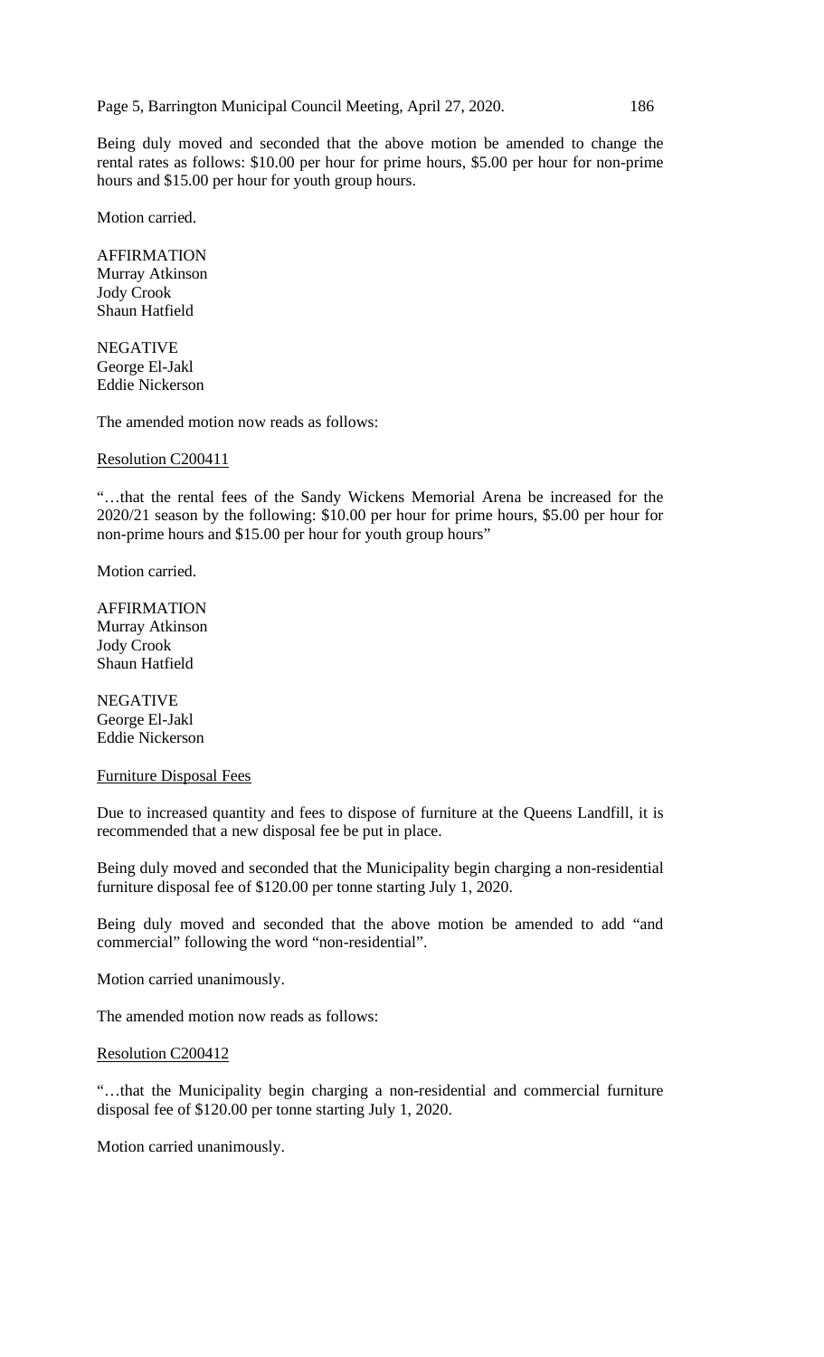Being duly moved and seconded that the above motion be amended to change the rental rates as follows: $10.00 per hour for prime hours, $5.00 per hour for non-prime hours and $15.00 per hour for youth group hours.

Motion carried.

AFFIRMATION
Murray Atkinson
Jody Crook
Shaun Hatfield

NEGATIVE
George El-Jakl
Eddie Nickerson

The amended motion now reads as follows:

Resolution C200411

"…that the rental fees of the Sandy Wickens Memorial Arena be increased for the 2020/21 season by the following: $10.00 per hour for prime hours, $5.00 per hour for non-prime hours and $15.00 per hour for youth group hours"

Motion carried.

AFFIRMATION
Murray Atkinson
Jody Crook
Shaun Hatfield

NEGATIVE
George El-Jakl
Eddie Nickerson

Furniture Disposal Fees

Due to increased quantity and fees to dispose of furniture at the Queens Landfill, it is recommended that a new disposal fee be put in place.

Being duly moved and seconded that the Municipality begin charging a non-residential furniture disposal fee of $120.00 per tonne starting July 1, 2020.

Being duly moved and seconded that the above motion be amended to add "and commercial" following the word "non-residential".

Motion carried unanimously.

The amended motion now reads as follows:

Resolution C200412

"…that the Municipality begin charging a non-residential and commercial furniture disposal fee of $120.00 per tonne starting July 1, 2020.

Motion carried unanimously.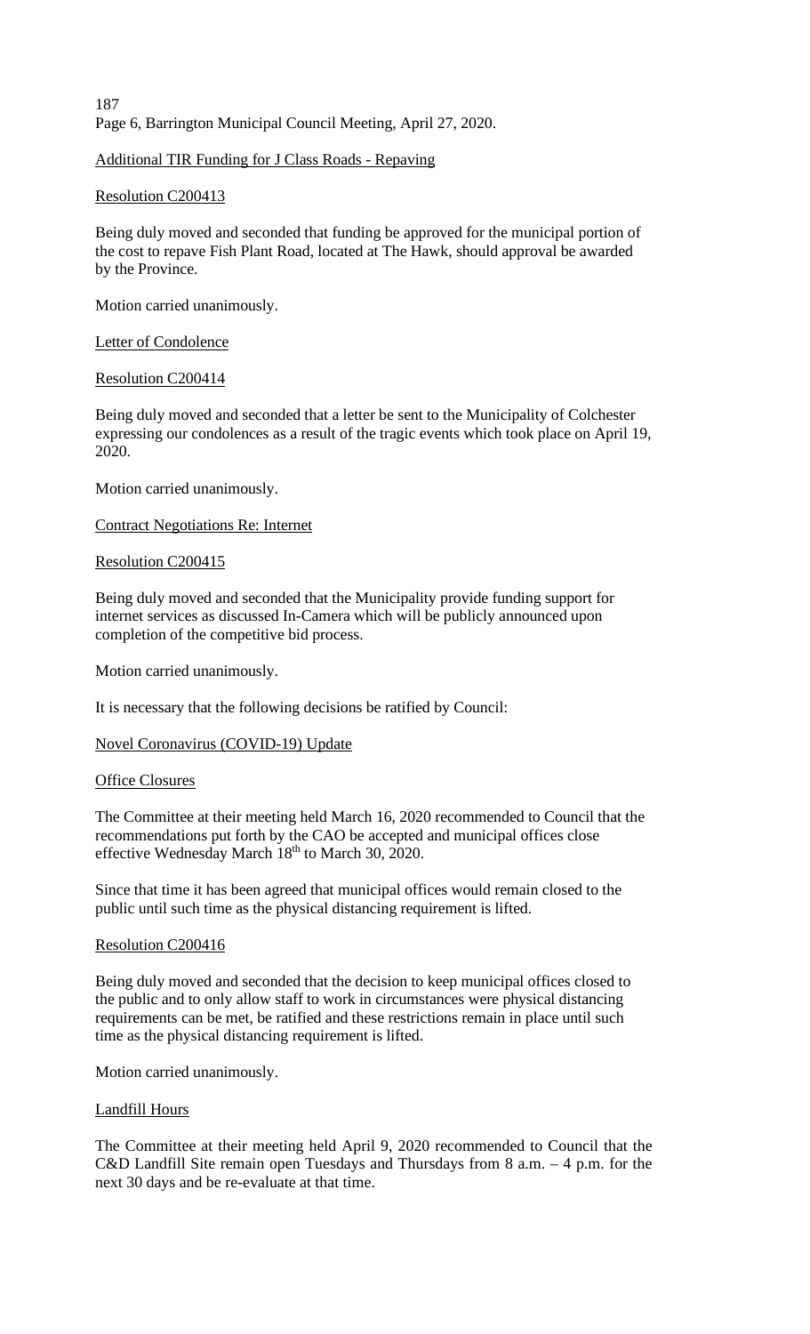## Additional TIR Funding for J Class Roads - Repaving

### Resolution C200413

Being duly moved and seconded that funding be approved for the municipal portion of the cost to repave Fish Plant Road, located at The Hawk, should approval be awarded by the Province.

Motion carried unanimously.

## Letter of Condolence

### Resolution C200414

Being duly moved and seconded that a letter be sent to the Municipality of Colchester expressing our condolences as a result of the tragic events which took place on April 19, 2020.

Motion carried unanimously.

## Contract Negotiations Re: Internet

### Resolution C200415

Being duly moved and seconded that the Municipality provide funding support for internet services as discussed In-Camera which will be publicly announced upon completion of the competitive bid process.

Motion carried unanimously.

It is necessary that the following decisions be ratified by Council:

## Novel Coronavirus (COVID-19) Update

### Office Closures

The Committee at their meeting held March 16, 2020 recommended to Council that the recommendations put forth by the CAO be accepted and municipal offices close effective Wednesday March 18th to March 30, 2020.

Since that time it has been agreed that municipal offices would remain closed to the public until such time as the physical distancing requirement is lifted.

### Resolution C200416

Being duly moved and seconded that the decision to keep municipal offices closed to the public and to only allow staff to work in circumstances were physical distancing requirements can be met, be ratified and these restrictions remain in place until such time as the physical distancing requirement is lifted.

Motion carried unanimously.

### Landfill Hours

The Committee at their meeting held April 9, 2020 recommended to Council that the C&D Landfill Site remain open Tuesdays and Thursdays from 8 a.m. – 4 p.m. for the next 30 days and be re-evaluate at that time.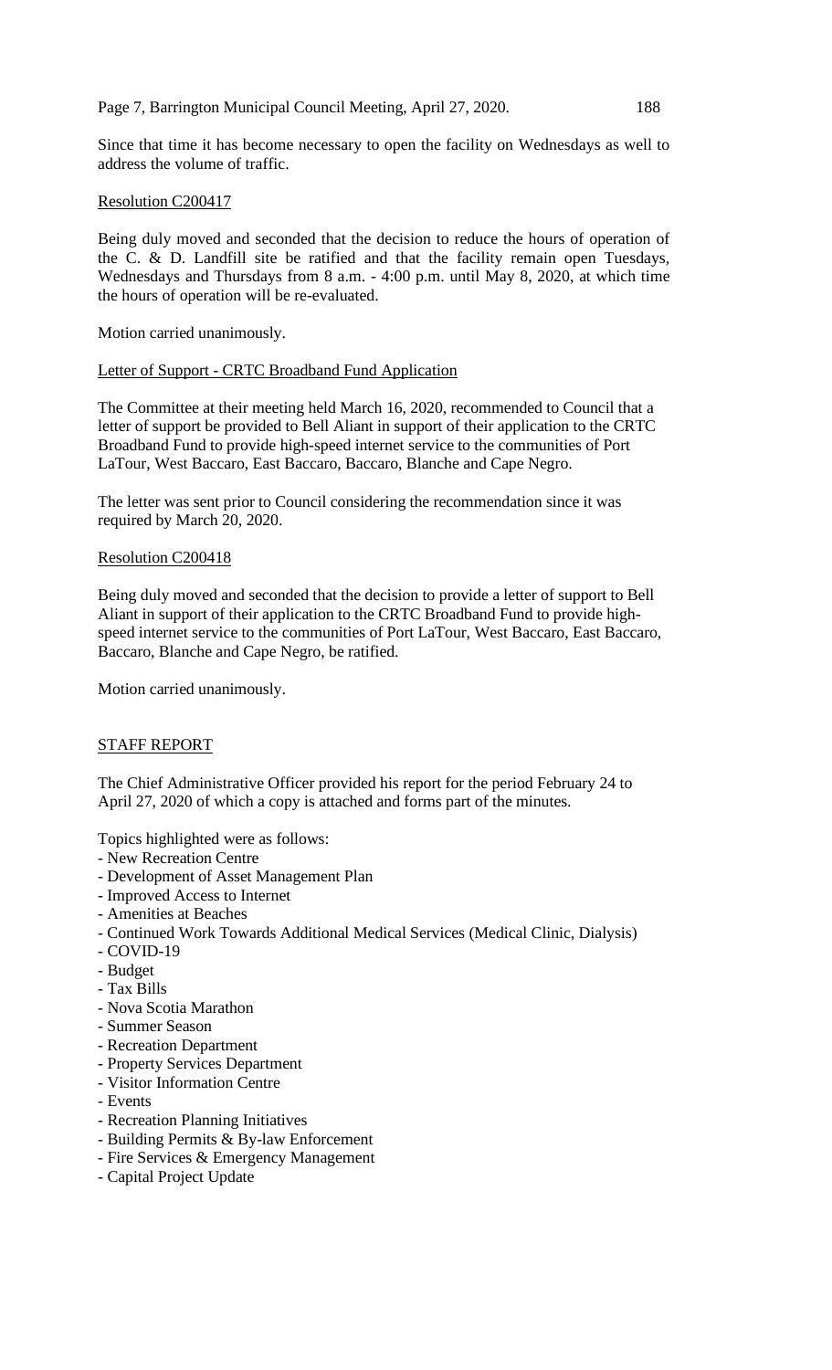Since that time it has become necessary to open the facility on Wednesdays as well to address the volume of traffic.

Resolution C200417

Being duly moved and seconded that the decision to reduce the hours of operation of the C. & D. Landfill site be ratified and that the facility remain open Tuesdays, Wednesdays and Thursdays from 8 a.m. - 4:00 p.m. until May 8, 2020, at which time the hours of operation will be re-evaluated.

Motion carried unanimously.

Letter of Support - CRTC Broadband Fund Application

The Committee at their meeting held March 16, 2020, recommended to Council that a letter of support be provided to Bell Aliant in support of their application to the CRTC Broadband Fund to provide high-speed internet service to the communities of Port LaTour, West Baccaro, East Baccaro, Baccaro, Blanche and Cape Negro.

The letter was sent prior to Council considering the recommendation since it was required by March 20, 2020.

Resolution C200418

Being duly moved and seconded that the decision to provide a letter of support to Bell Aliant in support of their application to the CRTC Broadband Fund to provide high-speed internet service to the communities of Port LaTour, West Baccaro, East Baccaro, Baccaro, Blanche and Cape Negro, be ratified.

Motion carried unanimously.

## STAFF REPORT

The Chief Administrative Officer provided his report for the period February 24 to April 27, 2020 of which a copy is attached and forms part of the minutes.

Topics highlighted were as follows:

- New Recreation Centre
- Development of Asset Management Plan
- Improved Access to Internet
- Amenities at Beaches
- Continued Work Towards Additional Medical Services (Medical Clinic, Dialysis)
- COVID-19
- Budget
- Tax Bills
- Nova Scotia Marathon
- Summer Season
- Recreation Department
- Property Services Department
- Visitor Information Centre
- Events
- Recreation Planning Initiatives
- Building Permits & By-law Enforcement
- Fire Services & Emergency Management
- Capital Project Update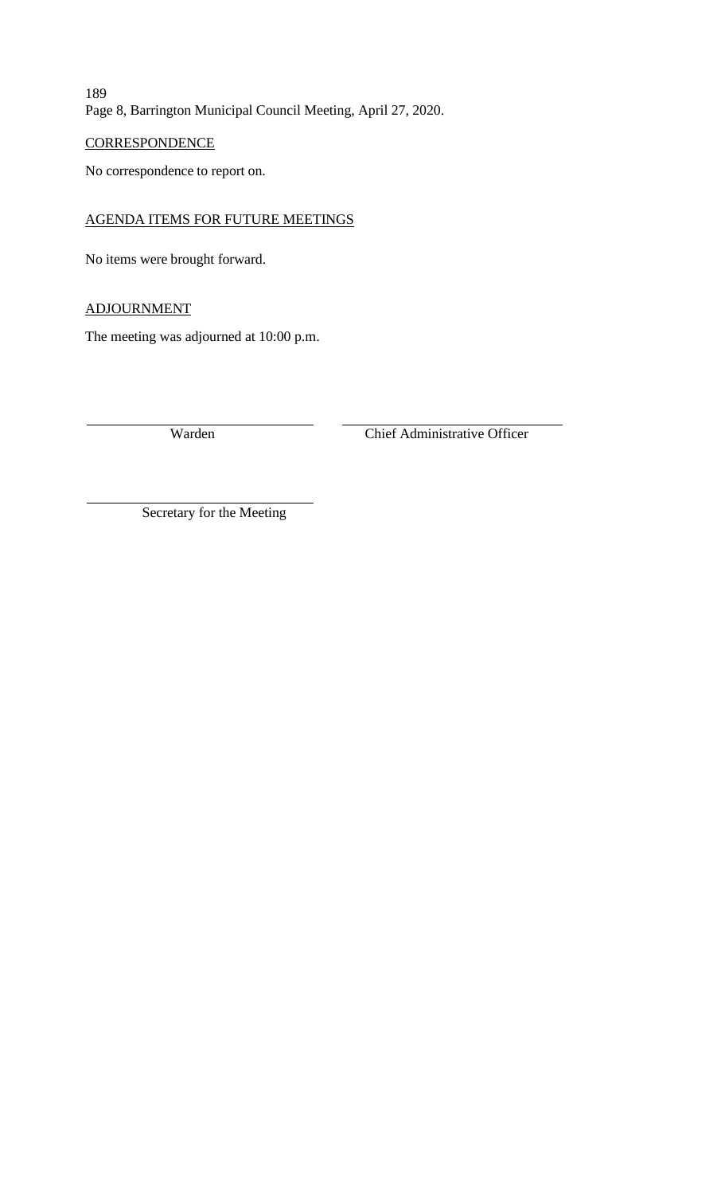CORRESPONDENCE

No correspondence to report on.

AGENDA ITEMS FOR FUTURE MEETINGS

No items were brought forward.

ADJOURNMENT

The meeting was adjourned at 10:00 p.m.

\_\_\_\_\_\_\_\_\_\_\_\_\_\_\_\_\_\_\_\_\_\_\_\_\_\_\_\_\_\_ \_\_\_\_\_\_\_\_\_\_\_\_\_\_\_\_\_\_\_\_\_\_\_\_\_\_\_\_\_\_

Warden Chief Administrative Officer

\_\_\_\_\_\_\_\_\_\_\_\_\_\_\_\_\_\_\_\_\_\_\_\_\_\_\_\_\_\_

Secretary for the Meeting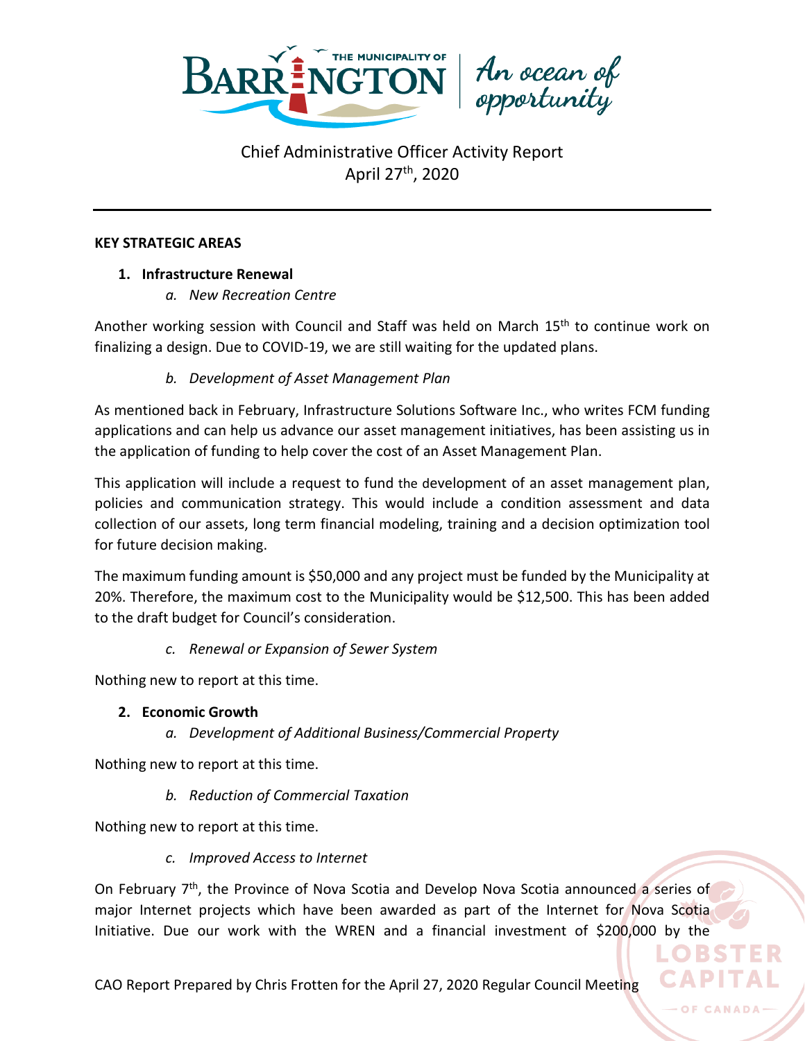# Chief Administrative Officer Activity Report
April 27th, 2020

---

**KEY STRATEGIC AREAS**

1. **Infrastructure Renewal**
   a. *New Recreation Centre*

Another working session with Council and Staff was held on March 15th to continue work on finalizing a design. Due to COVID-19, we are still waiting for the updated plans.

   b. *Development of Asset Management Plan*

As mentioned back in February, Infrastructure Solutions Software Inc., who writes FCM funding applications and can help us advance our asset management initiatives, has been assisting us in the application of funding to help cover the cost of an Asset Management Plan.

This application will include a request to fund the development of an asset management plan, policies and communication strategy. This would include a condition assessment and data collection of our assets, long term financial modeling, training and a decision optimization tool for future decision making.

The maximum funding amount is $50,000 and any project must be funded by the Municipality at 20%. Therefore, the maximum cost to the Municipality would be $12,500. This has been added to the draft budget for Council's consideration.

   c. *Renewal or Expansion of Sewer System*

Nothing new to report at this time.

2. **Economic Growth**
   a. *Development of Additional Business/Commercial Property*

Nothing new to report at this time.

   b. *Reduction of Commercial Taxation*

Nothing new to report at this time.

   c. *Improved Access to Internet*

On February 7th, the Province of Nova Scotia and Develop Nova Scotia announced a series of major Internet projects which have been awarded as part of the Internet for Nova Scotia Initiative. Due our work with the WREN and a financial investment of $200,000 by the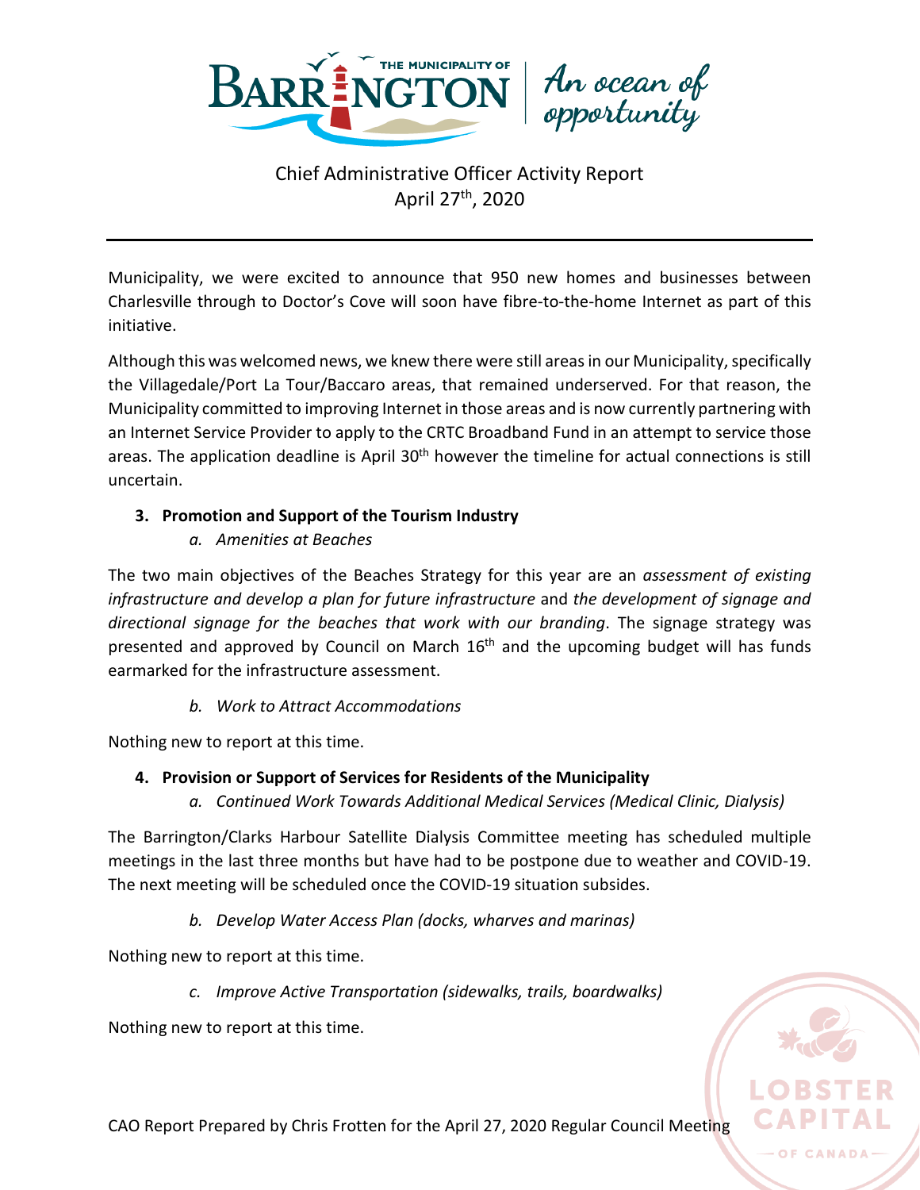Municipality, we were excited to announce that 950 new homes and businesses between Charlesville through to Doctor's Cove will soon have fibre-to-the-home Internet as part of this initiative.

Although this was welcomed news, we knew there were still areas in our Municipality, specifically the Villagedale/Port La Tour/Baccaro areas, that remained underserved. For that reason, the Municipality committed to improving Internet in those areas and is now currently partnering with an Internet Service Provider to apply to the CRTC Broadband Fund in an attempt to service those areas. The application deadline is April 30th however the timeline for actual connections is still uncertain.

**3. Promotion and Support of the Tourism Industry**

*a. Amenities at Beaches*

The two main objectives of the Beaches Strategy for this year are an *assessment of existing infrastructure and develop a plan for future infrastructure* and *the development of signage and directional signage for the beaches that work with our branding*. The signage strategy was presented and approved by Council on March 16th and the upcoming budget will has funds earmarked for the infrastructure assessment.

*b. Work to Attract Accommodations*

Nothing new to report at this time.

**4. Provision or Support of Services for Residents of the Municipality**

*a. Continued Work Towards Additional Medical Services (Medical Clinic, Dialysis)*

The Barrington/Clarks Harbour Satellite Dialysis Committee meeting has scheduled multiple meetings in the last three months but have had to be postpone due to weather and COVID-19. The next meeting will be scheduled once the COVID-19 situation subsides.

*b. Develop Water Access Plan (docks, wharves and marinas)*

Nothing new to report at this time.

*c. Improve Active Transportation (sidewalks, trails, boardwalks)*

Nothing new to report at this time.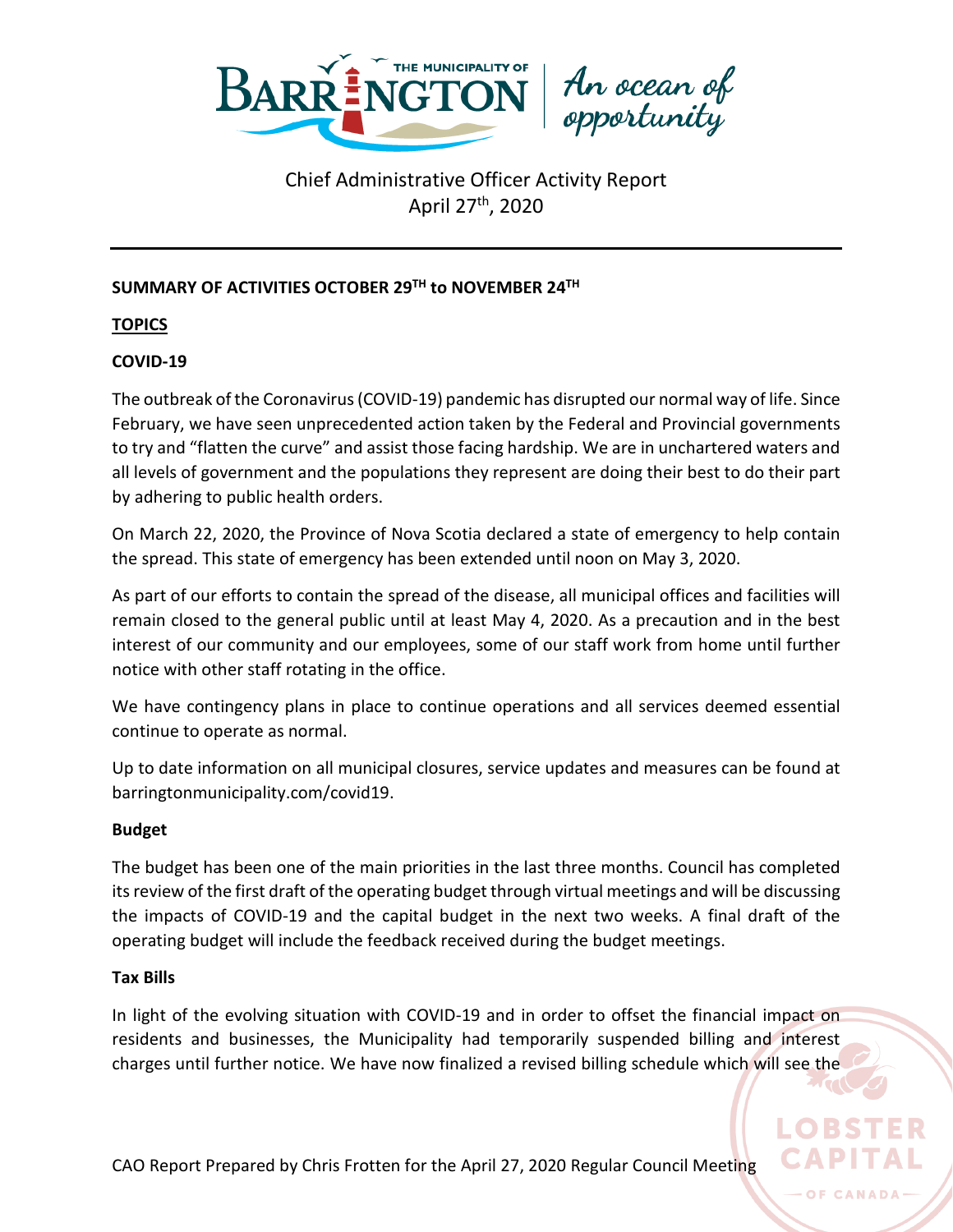Chief Administrative Officer Activity Report
April 27th, 2020

**SUMMARY OF ACTIVITIES OCTOBER 29TH to NOVEMBER 24TH**

**TOPICS**

**COVID-19**

The outbreak of the Coronavirus (COVID-19) pandemic has disrupted our normal way of life. Since February, we have seen unprecedented action taken by the Federal and Provincial governments to try and "flatten the curve" and assist those facing hardship. We are in unchartered waters and all levels of government and the populations they represent are doing their best to do their part by adhering to public health orders.

On March 22, 2020, the Province of Nova Scotia declared a state of emergency to help contain the spread. This state of emergency has been extended until noon on May 3, 2020.

As part of our efforts to contain the spread of the disease, all municipal offices and facilities will remain closed to the general public until at least May 4, 2020. As a precaution and in the best interest of our community and our employees, some of our staff work from home until further notice with other staff rotating in the office.

We have contingency plans in place to continue operations and all services deemed essential continue to operate as normal.

Up to date information on all municipal closures, service updates and measures can be found at barringtonmunicipality.com/covid19.

**Budget**

The budget has been one of the main priorities in the last three months. Council has completed its review of the first draft of the operating budget through virtual meetings and will be discussing the impacts of COVID-19 and the capital budget in the next two weeks. A final draft of the operating budget will include the feedback received during the budget meetings.

**Tax Bills**

In light of the evolving situation with COVID-19 and in order to offset the financial impact on residents and businesses, the Municipality had temporarily suspended billing and interest charges until further notice. We have now finalized a revised billing schedule which will see the

CAO Report Prepared by Chris Frotten for the April 27, 2020 Regular Council Meeting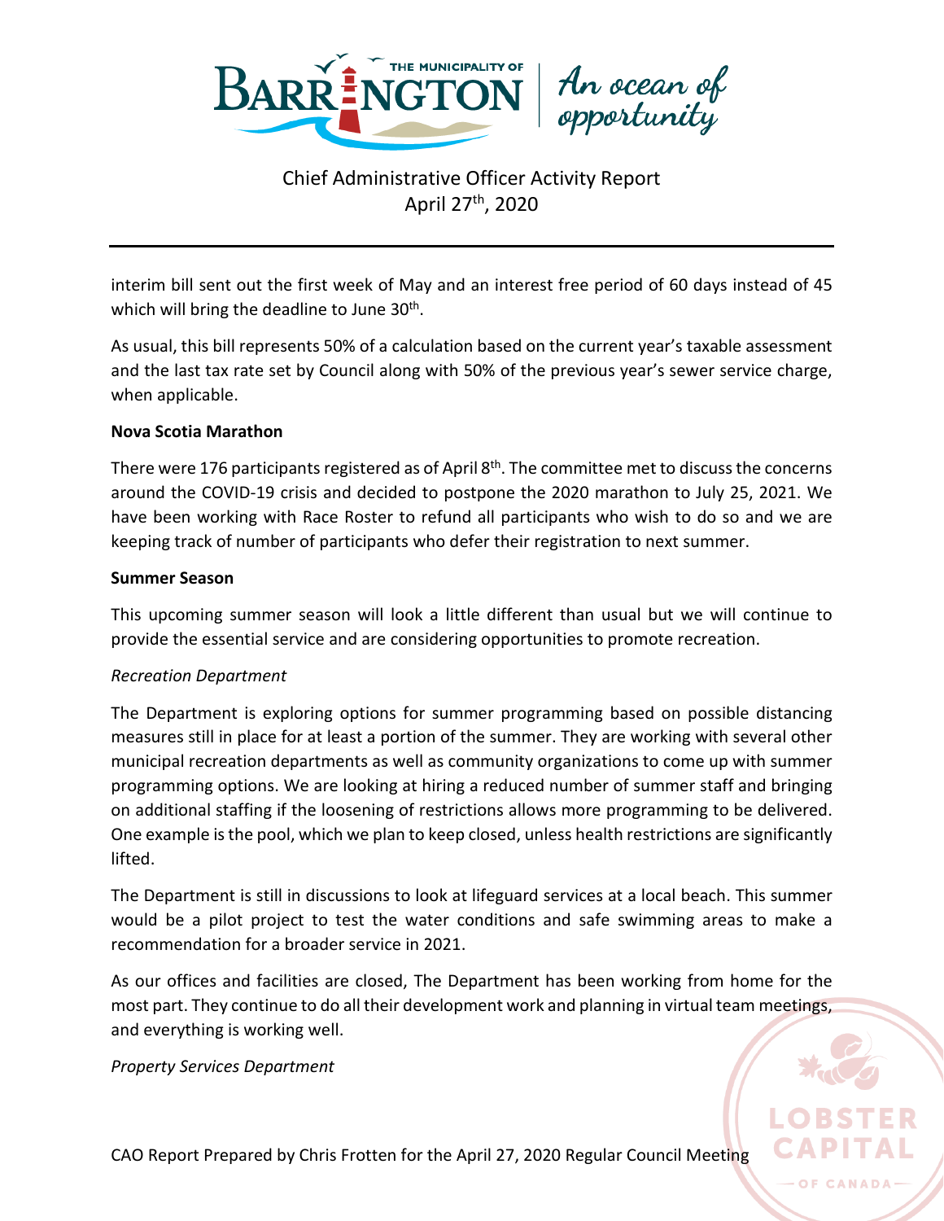interim bill sent out the first week of May and an interest free period of 60 days instead of 45 which will bring the deadline to June 30th.

As usual, this bill represents 50% of a calculation based on the current year's taxable assessment and the last tax rate set by Council along with 50% of the previous year's sewer service charge, when applicable.

**Nova Scotia Marathon**

There were 176 participants registered as of April 8th. The committee met to discuss the concerns around the COVID-19 crisis and decided to postpone the 2020 marathon to July 25, 2021. We have been working with Race Roster to refund all participants who wish to do so and we are keeping track of number of participants who defer their registration to next summer.

**Summer Season**

This upcoming summer season will look a little different than usual but we will continue to provide the essential service and are considering opportunities to promote recreation.

*Recreation Department*

The Department is exploring options for summer programming based on possible distancing measures still in place for at least a portion of the summer. They are working with several other municipal recreation departments as well as community organizations to come up with summer programming options. We are looking at hiring a reduced number of summer staff and bringing on additional staffing if the loosening of restrictions allows more programming to be delivered. One example is the pool, which we plan to keep closed, unless health restrictions are significantly lifted.

The Department is still in discussions to look at lifeguard services at a local beach. This summer would be a pilot project to test the water conditions and safe swimming areas to make a recommendation for a broader service in 2021.

As our offices and facilities are closed, The Department has been working from home for the most part. They continue to do all their development work and planning in virtual team meetings, and everything is working well.

*Property Services Department*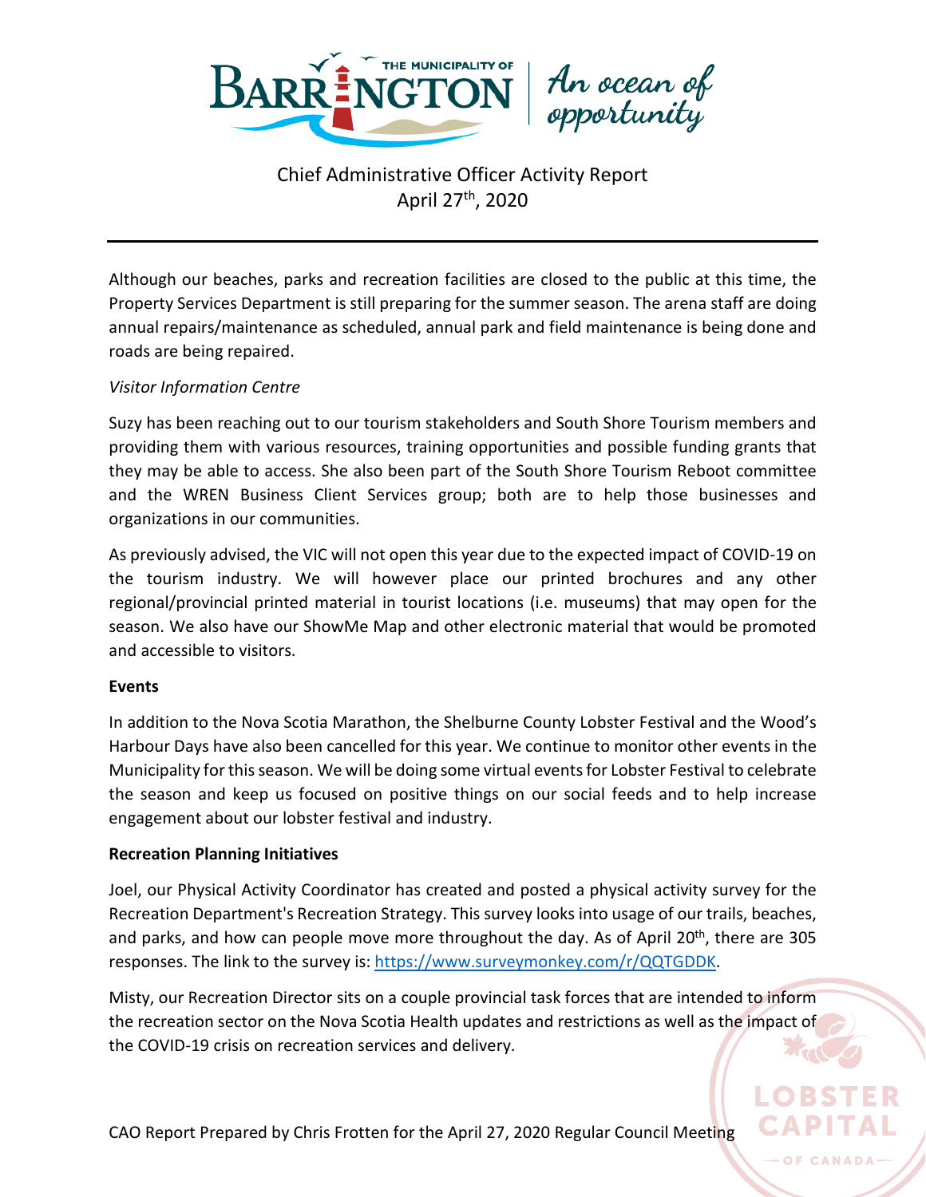Chief Administrative Officer Activity Report
April 27th, 2020

Although our beaches, parks and recreation facilities are closed to the public at this time, the Property Services Department is still preparing for the summer season. The arena staff are doing annual repairs/maintenance as scheduled, annual park and field maintenance is being done and roads are being repaired.

*Visitor Information Centre*

Suzy has been reaching out to our tourism stakeholders and South Shore Tourism members and providing them with various resources, training opportunities and possible funding grants that they may be able to access. She also been part of the South Shore Tourism Reboot committee and the WREN Business Client Services group; both are to help those businesses and organizations in our communities.

As previously advised, the VIC will not open this year due to the expected impact of COVID-19 on the tourism industry. We will however place our printed brochures and any other regional/provincial printed material in tourist locations (i.e. museums) that may open for the season. We also have our ShowMe Map and other electronic material that would be promoted and accessible to visitors.

**Events**

In addition to the Nova Scotia Marathon, the Shelburne County Lobster Festival and the Wood's Harbour Days have also been cancelled for this year. We continue to monitor other events in the Municipality for this season. We will be doing some virtual events for Lobster Festival to celebrate the season and keep us focused on positive things on our social feeds and to help increase engagement about our lobster festival and industry.

**Recreation Planning Initiatives**

Joel, our Physical Activity Coordinator has created and posted a physical activity survey for the Recreation Department's Recreation Strategy. This survey looks into usage of our trails, beaches, and parks, and how can people move more throughout the day. As of April 20th, there are 305 responses. The link to the survey is: https://www.surveymonkey.com/r/QQTGDDK.

Misty, our Recreation Director sits on a couple provincial task forces that are intended to inform the recreation sector on the Nova Scotia Health updates and restrictions as well as the impact of the COVID-19 crisis on recreation services and delivery.

CAO Report Prepared by Chris Frotten for the April 27, 2020 Regular Council Meeting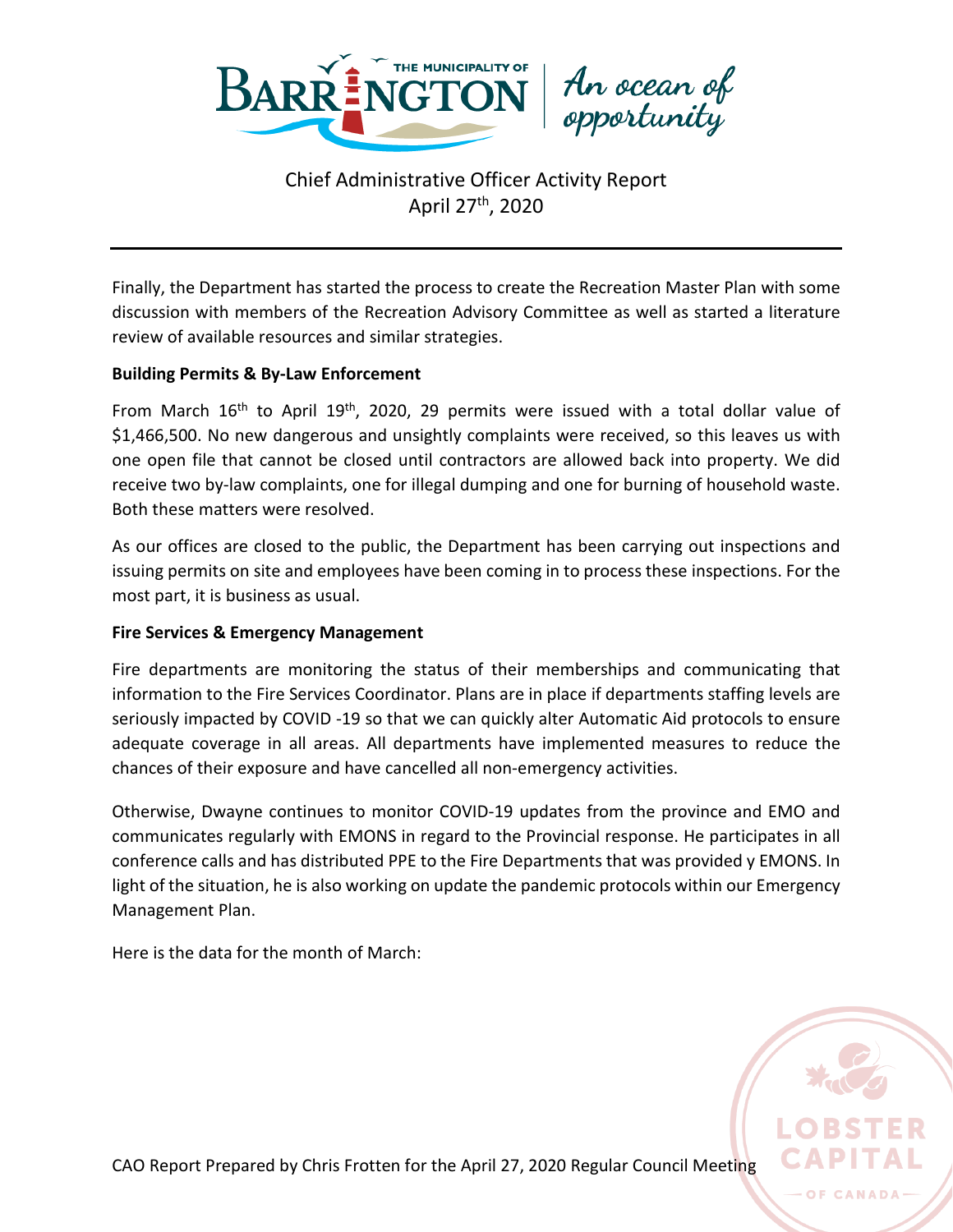Finally, the Department has started the process to create the Recreation Master Plan with some discussion with members of the Recreation Advisory Committee as well as started a literature review of available resources and similar strategies.

**Building Permits & By-Law Enforcement**

From March 16th to April 19th, 2020, 29 permits were issued with a total dollar value of $1,466,500. No new dangerous and unsightly complaints were received, so this leaves us with one open file that cannot be closed until contractors are allowed back into property. We did receive two by-law complaints, one for illegal dumping and one for burning of household waste. Both these matters were resolved.

As our offices are closed to the public, the Department has been carrying out inspections and issuing permits on site and employees have been coming in to process these inspections. For the most part, it is business as usual.

**Fire Services & Emergency Management**

Fire departments are monitoring the status of their memberships and communicating that information to the Fire Services Coordinator. Plans are in place if departments staffing levels are seriously impacted by COVID -19 so that we can quickly alter Automatic Aid protocols to ensure adequate coverage in all areas. All departments have implemented measures to reduce the chances of their exposure and have cancelled all non-emergency activities.

Otherwise, Dwayne continues to monitor COVID-19 updates from the province and EMO and communicates regularly with EMONS in regard to the Provincial response. He participates in all conference calls and has distributed PPE to the Fire Departments that was provided y EMONS. In light of the situation, he is also working on update the pandemic protocols within our Emergency Management Plan.

Here is the data for the month of March: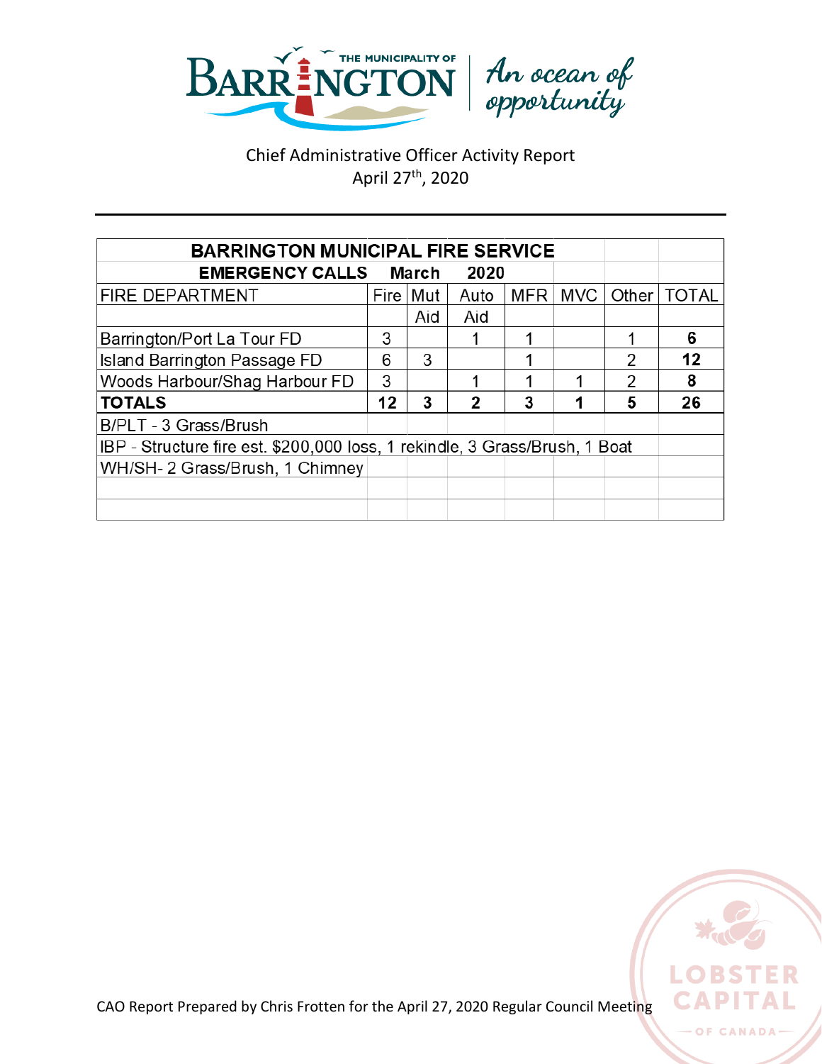Chief Administrative Officer Activity Report
April 27th, 2020

| BARRINGTON MUNICIPAL FIRE SERVICE | | | | | | | |
|---|---|---|---|---|---|---|---|
| **EMERGENCY CALLS March 2020** | | | | | | | |
| FIRE DEPARTMENT | Fire | Mut Aid | Auto Aid | MFR | MVC | Other | TOTAL |
| Barrington/Port La Tour FD | 3 | | 1 | 1 | | 1 | **6** |
| Island Barrington Passage FD | 6 | 3 | | 1 | | 2 | **12** |
| Woods Harbour/Shag Harbour FD | 3 | | 1 | 1 | 1 | 2 | **8** |
| **TOTALS** | **12** | **3** | **2** | **3** | **1** | **5** | **26** |
| B/PLT - 3 Grass/Brush | | | | | | | |
| IBP - Structure fire est. $200,000 loss, 1 rekindle, 3 Grass/Brush, 1 Boat | | | | | | | |
| WH/SH- 2 Grass/Brush, 1 Chimney | | | | | | | |

CAO Report Prepared by Chris Frotten for the April 27, 2020 Regular Council Meeting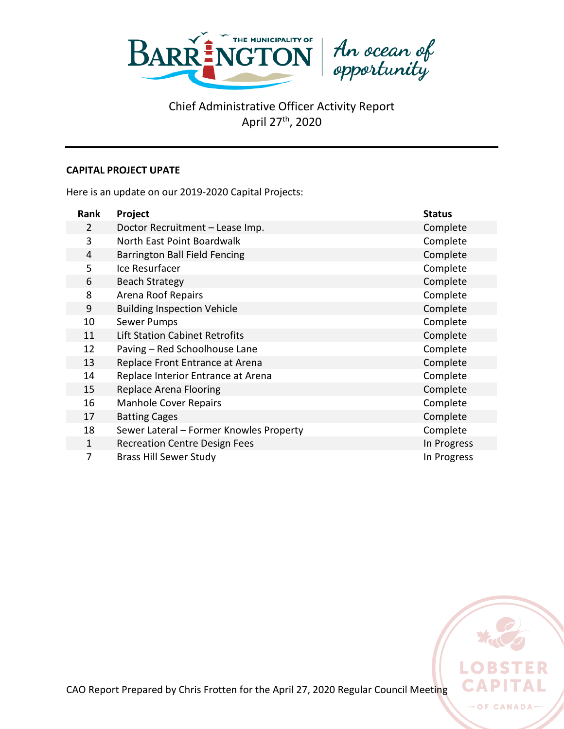Chief Administrative Officer Activity Report
April 27th, 2020

**CAPITAL PROJECT UPATE**

Here is an update on our 2019-2020 Capital Projects:

| Rank | Project | Status |
|---|---|---|
| 2 | Doctor Recruitment – Lease Imp. | Complete |
| 3 | North East Point Boardwalk | Complete |
| 4 | Barrington Ball Field Fencing | Complete |
| 5 | Ice Resurfacer | Complete |
| 6 | Beach Strategy | Complete |
| 8 | Arena Roof Repairs | Complete |
| 9 | Building Inspection Vehicle | Complete |
| 10 | Sewer Pumps | Complete |
| 11 | Lift Station Cabinet Retrofits | Complete |
| 12 | Paving – Red Schoolhouse Lane | Complete |
| 13 | Replace Front Entrance at Arena | Complete |
| 14 | Replace Interior Entrance at Arena | Complete |
| 15 | Replace Arena Flooring | Complete |
| 16 | Manhole Cover Repairs | Complete |
| 17 | Batting Cages | Complete |
| 18 | Sewer Lateral – Former Knowles Property | Complete |
| 1 | Recreation Centre Design Fees | In Progress |
| 7 | Brass Hill Sewer Study | In Progress |

CAO Report Prepared by Chris Frotten for the April 27, 2020 Regular Council Meeting